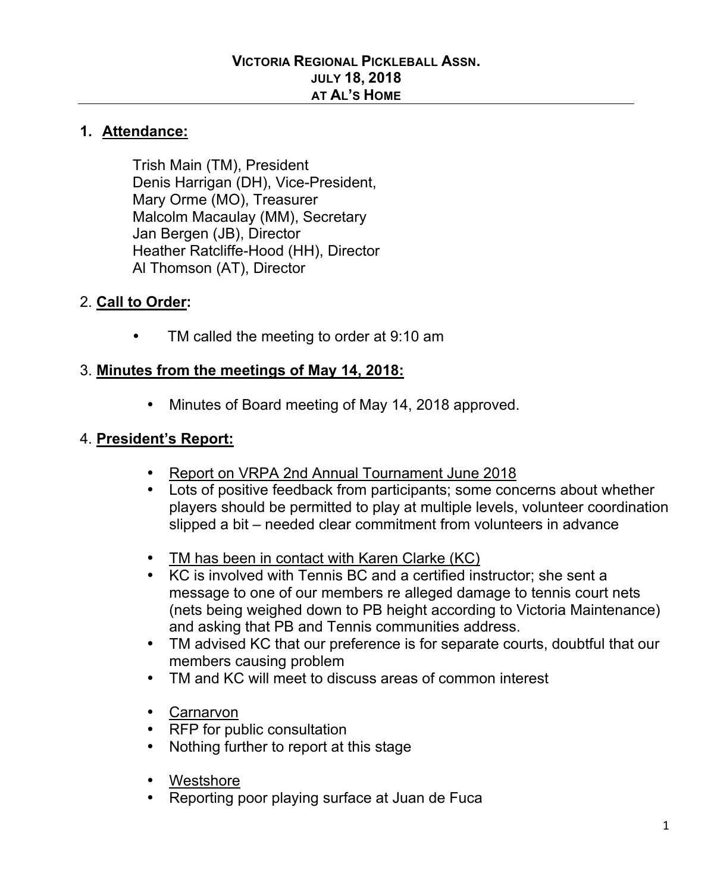# VICTORIA REGIONAL PICKLEBALL ASSN.
## JULY 18, 2018
## AT AL'S HOME

## 1. Attendance:

Trish Main (TM), President
Denis Harrigan (DH), Vice-President,
Mary Orme (MO), Treasurer
Malcolm Macaulay (MM), Secretary
Jan Bergen (JB), Director
Heather Ratcliffe-Hood (HH), Director
Al Thomson (AT), Director

## 2. Call to Order:

- TM called the meeting to order at 9:10 am

## 3. Minutes from the meetings of May 14, 2018:

- Minutes of Board meeting of May 14, 2018 approved.

## 4. President's Report:

- Report on VRPA 2nd Annual Tournament June 2018
- Lots of positive feedback from participants; some concerns about whether players should be permitted to play at multiple levels, volunteer coordination slipped a bit – needed clear commitment from volunteers in advance

- TM has been in contact with Karen Clarke (KC)
- KC is involved with Tennis BC and a certified instructor; she sent a message to one of our members re alleged damage to tennis court nets (nets being weighed down to PB height according to Victoria Maintenance) and asking that PB and Tennis communities address.
- TM advised KC that our preference is for separate courts, doubtful that our members causing problem
- TM and KC will meet to discuss areas of common interest

- Carnarvon
- RFP for public consultation
- Nothing further to report at this stage

- Westshore
- Reporting poor playing surface at Juan de Fuca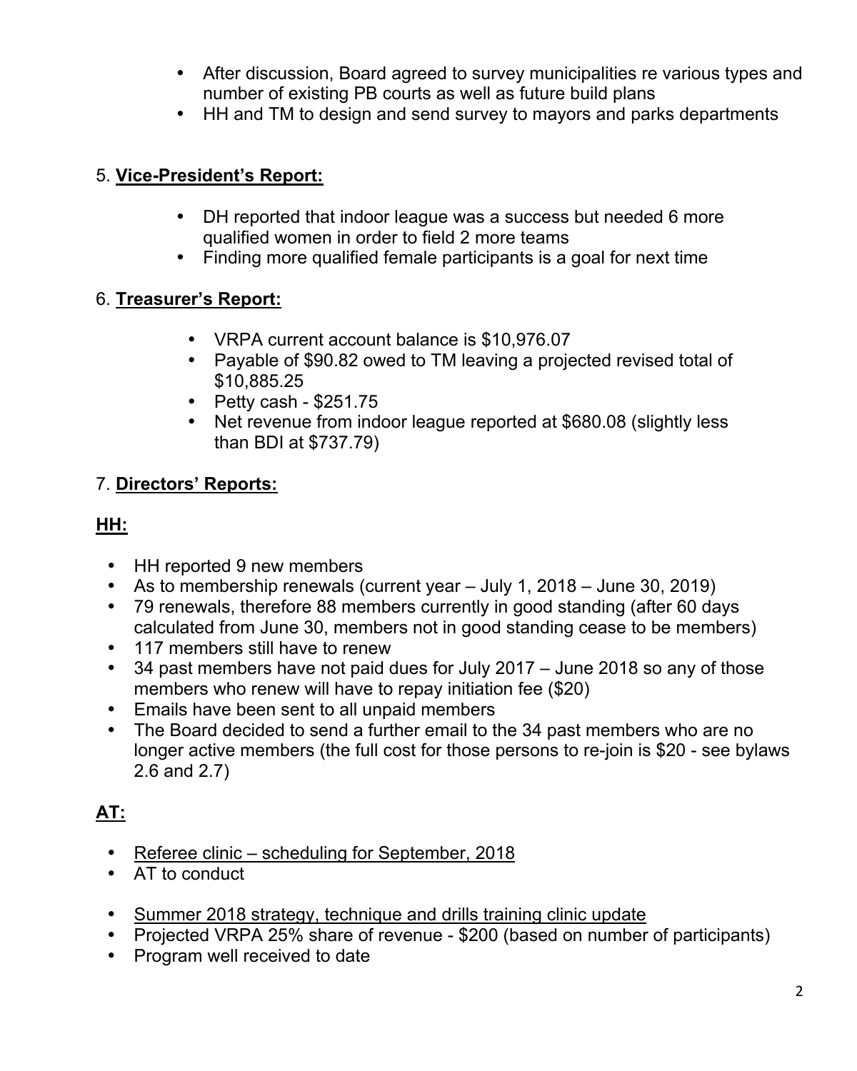- After discussion, Board agreed to survey municipalities re various types and number of existing PB courts as well as future build plans
- HH and TM to design and send survey to mayors and parks departments

5. **<u>Vice-President's Report:</u>**

- DH reported that indoor league was a success but needed 6 more qualified women in order to field 2 more teams
- Finding more qualified female participants is a goal for next time

6. **<u>Treasurer's Report:</u>**

- VRPA current account balance is $10,976.07
- Payable of $90.82 owed to TM leaving a projected revised total of $10,885.25
- Petty cash - $251.75
- Net revenue from indoor league reported at $680.08 (slightly less than BDI at $737.79)

7. **<u>Directors' Reports:</u>**

**<u>HH:</u>**

- HH reported 9 new members
- As to membership renewals (current year – July 1, 2018 – June 30, 2019)
- 79 renewals, therefore 88 members currently in good standing (after 60 days calculated from June 30, members not in good standing cease to be members)
- 117 members still have to renew
- 34 past members have not paid dues for July 2017 – June 2018 so any of those members who renew will have to repay initiation fee ($20)
- Emails have been sent to all unpaid members
- The Board decided to send a further email to the 34 past members who are no longer active members (the full cost for those persons to re-join is $20 - see bylaws 2.6 and 2.7)

**<u>AT:</u>**

- <u>Referee clinic – scheduling for September, 2018</u>
- AT to conduct

- <u>Summer 2018 strategy, technique and drills training clinic update</u>
- Projected VRPA 25% share of revenue - $200 (based on number of participants)
- Program well received to date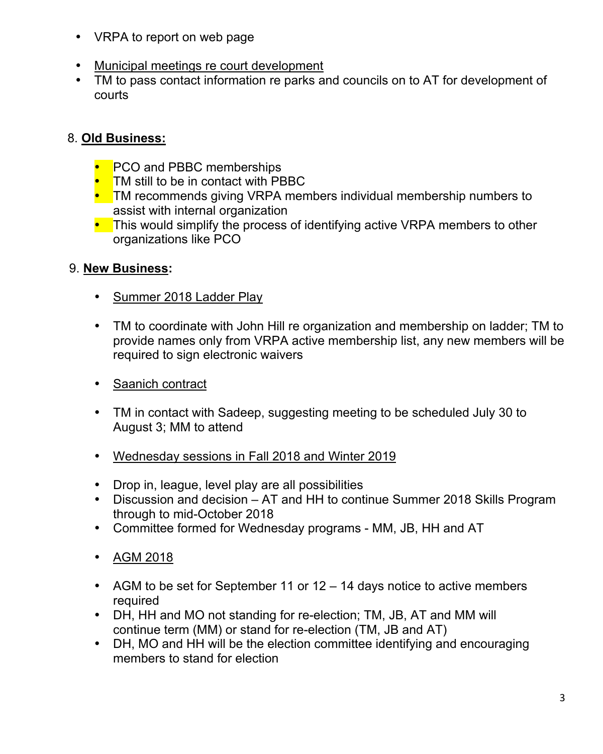- VRPA to report on web page

- <u>Municipal meetings re court development</u>
- TM to pass contact information re parks and councils on to AT for development of courts

8. **<u>Old Business:</u>**

   - PCO and PBBC memberships
   - TM still to be in contact with PBBC
   - TM recommends giving VRPA members individual membership numbers to assist with internal organization
   - This would simplify the process of identifying active VRPA members to other organizations like PCO

9. **<u>New Business</u>:**

   - <u>Summer 2018 Ladder Play</u>

   - TM to coordinate with John Hill re organization and membership on ladder; TM to provide names only from VRPA active membership list, any new members will be required to sign electronic waivers

   - <u>Saanich contract</u>

   - TM in contact with Sadeep, suggesting meeting to be scheduled July 30 to August 3; MM to attend

   - <u>Wednesday sessions in Fall 2018 and Winter 2019</u>

   - Drop in, league, level play are all possibilities
   - Discussion and decision – AT and HH to continue Summer 2018 Skills Program through to mid-October 2018
   - Committee formed for Wednesday programs - MM, JB, HH and AT

   - <u>AGM 2018</u>

   - AGM to be set for September 11 or 12 – 14 days notice to active members required
   - DH, HH and MO not standing for re-election; TM, JB, AT and MM will continue term (MM) or stand for re-election (TM, JB and AT)
   - DH, MO and HH will be the election committee identifying and encouraging members to stand for election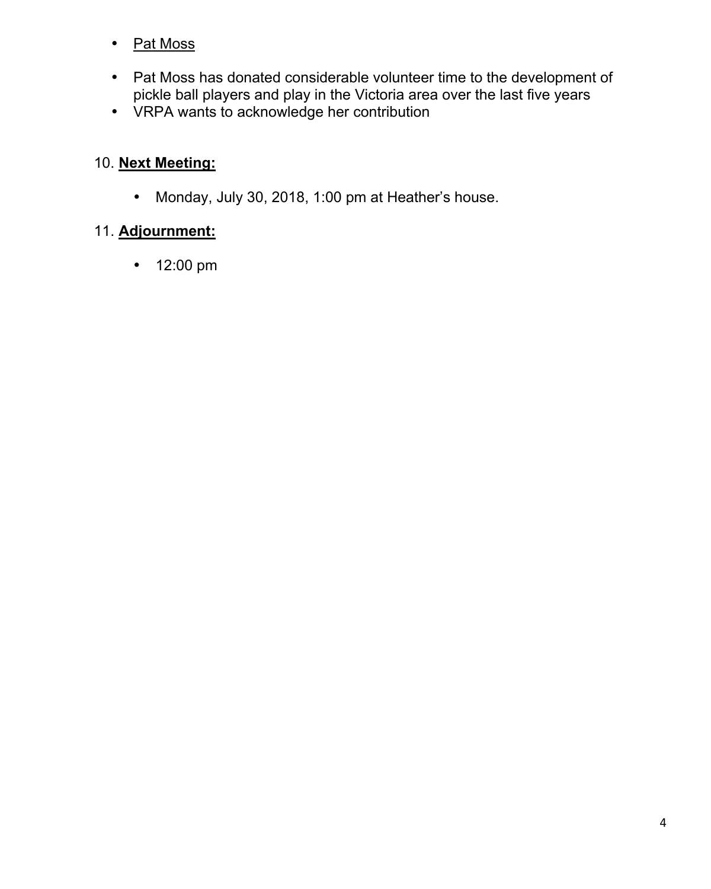- <u>Pat Moss</u>

- Pat Moss has donated considerable volunteer time to the development of pickle ball players and play in the Victoria area over the last five years
- VRPA wants to acknowledge her contribution

10. **<u>Next Meeting:</u>**

    - Monday, July 30, 2018, 1:00 pm at Heather's house.

11. **<u>Adjournment:</u>**

    - 12:00 pm